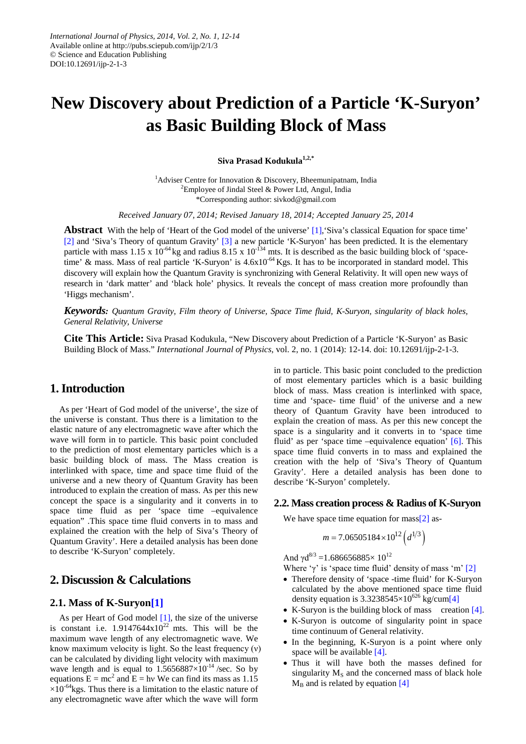# New Discovery about Prediction of a Particle 'K-Suryon' as Basic Building Block of Mass

**Siva Prasad Kodukula[1,2,*]**

[1]Adviser Centre for Innovation & Discovery, Bheemunipatnam, India
[2]Employee of Jindal Steel & Power Ltd, Angul, India
*Corresponding author: sivkod@gmail.com

*Received January 07, 2014; Revised January 18, 2014; Accepted January 25, 2014*

**Abstract** With the help of 'Heart of the God model of the universe' [1],'Siva's classical Equation for space time' [2] and 'Siva's Theory of quantum Gravity' [3] a new particle 'K-Suryon' has been predicted. It is the elementary particle with mass $1.15 \times 10^{-64}$ kg and radius $8.15 \times 10^{-134}$ mts. It is described as the basic building block of 'space-time' & mass. Mass of real particle 'K-Suryon' is $4.6 \times 10^{-64}$ Kgs. It has to be incorporated in standard model. This discovery will explain how the Quantum Gravity is synchronizing with General Relativity. It will open new ways of research in 'dark matter' and 'black hole' physics. It reveals the concept of mass creation more profoundly than 'Higgs mechanism'.

***Keywords:*** *Quantum Gravity, Film theory of Universe, Space Time fluid, K-Suryon, singularity of black holes, General Relativity, Universe*

**Cite This Article:** Siva Prasad Kodukula, "New Discovery about Prediction of a Particle 'K-Suryon' as Basic Building Block of Mass." *International Journal of Physics*, vol. 2, no. 1 (2014): 12-14. doi: 10.12691/ijp-2-1-3.

## 1. Introduction

As per 'Heart of God model of the universe', the size of the universe is constant. Thus there is a limitation to the elastic nature of any electromagnetic wave after which the wave will form in to particle. This basic point concluded to the prediction of most elementary particles which is a basic building block of mass. The Mass creation is interlinked with space, time and space time fluid of the universe and a new theory of Quantum Gravity has been introduced to explain the creation of mass. As per this new concept the space is a singularity and it converts in to space time fluid as per 'space time –equivalence equation" .This space time fluid converts in to mass and explained the creation with the help of Siva's Theory of Quantum Gravity'. Here a detailed analysis has been done to describe 'K-Suryon' completely.

## 2. Discussion & Calculations

### 2.1. Mass of K-Suryon[1]

As per Heart of God model [1], the size of the universe is constant i.e. $1.9147644 \times 10^{22}$ mts. This will be the maximum wave length of any electromagnetic wave. We know maximum velocity is light. So the least frequency ($\nu$) can be calculated by dividing light velocity with maximum wave length and is equal to $1.5656887 \times 10^{-14}$ /sec. So by equations $E = mc^2$ and $E = h\nu$ We can find its mass as $1.15 \times 10^{-64}$kgs. Thus there is a limitation to the elastic nature of any electromagnetic wave after which the wave will form in to particle. This basic point concluded to the prediction of most elementary particles which is a basic building block of mass. Mass creation is interlinked with space, time and 'space- time fluid' of the universe and a new theory of Quantum Gravity have been introduced to explain the creation of mass. As per this new concept the space is a singularity and it converts in to 'space time fluid' as per 'space time –equivalence equation' [6]. This space time fluid converts in to mass and explained the creation with the help of 'Siva's Theory of Quantum Gravity'. Here a detailed analysis has been done to describe 'K-Suryon' completely.

### 2.2. Mass creation process & Radius of K-Suryon

We have space time equation for mass[2] as-

$$m = 7.06505184 \times 10^{12} \left(d^{1/3}\right)$$

And $\gamma d^{8/3} = 1.686656885 \times 10^{12}$

Where '$\gamma$' is 'space time fluid' density of mass 'm' [2]

- Therefore density of 'space -time fluid' for K-Suryon calculated by the above mentioned space time fluid density equation is $3.3238545 \times 10^{626}$ kg/cum[4]
- K-Suryon is the building block of mass creation [4].
- K-Suryon is outcome of singularity point in space time continuum of General relativity.
- In the beginning, K-Suryon is a point where only space will be available [4].
- Thus it will have both the masses defined for singularity $M_S$ and the concerned mass of black hole $M_B$ and is related by equation [4]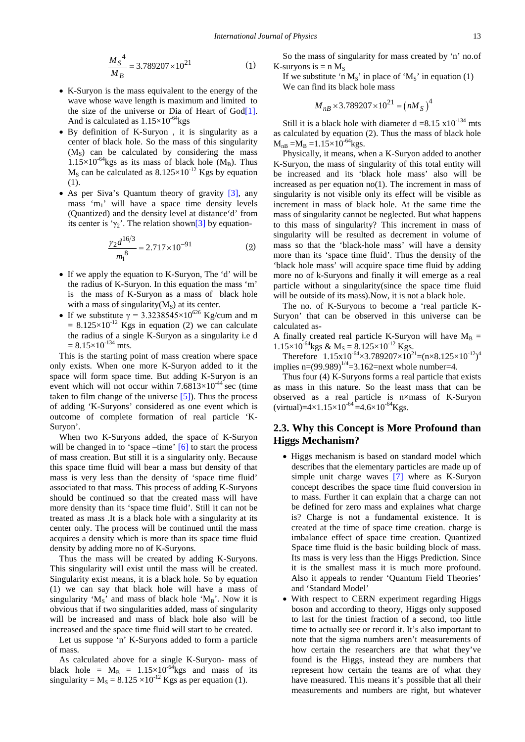$$\frac{M_S{}^4}{M_B} = 3.789207 \times 10^{21} \qquad (1)$$

- K-Suryon is the mass equivalent to the energy of the wave whose wave length is maximum and limited to the size of the universe or Dia of Heart of God[1]. And is calculated as $1.15\times10^{-64}$kgs
- By definition of K-Suryon , it is singularity as a center of black hole. So the mass of this singularity ($M_S$) can be calculated by considering the mass $1.15\times10^{-64}$kgs as its mass of black hole ($M_B$). Thus $M_S$ can be calculated as $8.125\times10^{-12}$ Kgs by equation (1).
- As per Siva's Quantum theory of gravity [3], any mass '$m_1$' will have a space time density levels (Quantized) and the density level at distance'd' from its center is '$\gamma_2$'. The relation shown[3] by equation-

$$\frac{\gamma_2 d^{16/3}}{m_1{}^8} = 2.717 \times 10^{-91} \qquad (2)$$

- If we apply the equation to K-Suryon, The 'd' will be the radius of K-Suryon. In this equation the mass 'm' is the mass of K-Suryon as a mass of black hole with a mass of singularity($M_S$) at its center.
- If we substitute $\gamma = 3.3238545\times10^{626}$ Kg/cum and m $= 8.125\times10^{-12}$ Kgs in equation (2) we can calculate the radius of a single K-Suryon as a singularity i.e d $= 8.15\times10^{-134}$ mts.

This is the starting point of mass creation where space only exists. When one more K-Suryon added to it the space will form space time. But adding K-Suryon is an event which will not occur within $7.6813\times10^{-44}$ sec (time taken to film change of the universe [5]). Thus the process of adding 'K-Suryons' considered as one event which is outcome of complete formation of real particle 'K-Suryon'.

When two K-Suryons added, the space of K-Suryon will be changed in to 'space –time' [6] to start the process of mass creation. But still it is a singularity only. Because this space time fluid will bear a mass but density of that mass is very less than the density of 'space time fluid' associated to that mass. This process of adding K-Suryons should be continued so that the created mass will have more density than its 'space time fluid'. Still it can not be treated as mass .It is a black hole with a singularity at its center only. The process will be continued until the mass acquires a density which is more than its space time fluid density by adding more no of K-Suryons.

Thus the mass will be created by adding K-Suryons. This singularity will exist until the mass will be created. Singularity exist means, it is a black hole. So by equation (1) we can say that black hole will have a mass of singularity '$M_S$' and mass of black hole '$M_B$'. Now it is obvious that if two singularities added, mass of singularity will be increased and mass of black hole also will be increased and the space time fluid will start to be created.

Let us suppose 'n' K-Suryons added to form a particle of mass.

As calculated above for a single K-Suryon- mass of black hole = $M_B$ = $1.15\times10^{-64}$kgs and mass of its singularity = $M_S$ = $8.125\times10^{-12}$ Kgs as per equation (1).

So the mass of singularity for mass created by 'n' no.of K-suryons is = n $M_S$

If we substitute 'n $M_S$' in place of '$M_S$' in equation (1)

We can find its black hole mass

$$M_{nB} \times 3.789207 \times 10^{21} = (nM_S)^4$$

Still it is a black hole with diameter d $=8.15 \times10^{-134}$ mts as calculated by equation (2). Thus the mass of black hole $M_{nB} = M_B = 1.15\times10^{-64}$kgs.

Physically, it means, when a K-Suryon added to another K-Suryon, the mass of singularity of this total entity will be increased and its 'black hole mass' also will be increased as per equation no(1). The increment in mass of singularity is not visible only its effect will be visible as increment in mass of black hole. At the same time the mass of singularity cannot be neglected. But what happens to this mass of singularity? This increment in mass of singularity will be resulted as decrement in volume of mass so that the 'black-hole mass' will have a density more than its 'space time fluid'. Thus the density of the 'black hole mass' will acquire space time fluid by adding more no of k-Suryons and finally it will emerge as a real particle without a singularity(since the space time fluid will be outside of its mass).Now, it is not a black hole.

The no. of K-Suryons to become a 'real particle K-Suryon' that can be observed in this universe can be calculated as-

A finally created real particle K-Suryon will have $M_B$ = $1.15\times10^{-64}$kgs & $M_S$ = $8.125\times10^{-12}$ Kgs.

Therefore $1.15\text{x}10^{-64}\times3.789207\times10^{21}=(n\times8.125\times10^{-12})^4$ implies $n=(99.989)^{1/4}=3.162$=next whole number=4.

Thus four (4) K-Suryons forms a real particle that exists as mass in this nature. So the least mass that can be observed as a real particle is n×mass of K-Suryon (virtual)$=4\times1.15\times10^{-64}=4.6\times10^{-64}$Kgs.

## 2.3. Why this Concept is More Profound than Higgs Mechanism?

- Higgs mechanism is based on standard model which describes that the elementary particles are made up of simple unit charge waves [7] where as K-Suryon concept describes the space time fluid conversion in to mass. Further it can explain that a charge can not be defined for zero mass and explaines what charge is? Charge is not a fundamental existence. It is created at the time of space time creation. charge is imbalance effect of space time creation. Quantized Space time fluid is the basic building block of mass. Its mass is very less than the Higgs Prediction. Since it is the smallest mass it is much more profound. Also it appeals to render 'Quantum Field Theories' and 'Standard Model'
- With respect to CERN experiment regarding Higgs boson and according to theory, Higgs only supposed to last for the tiniest fraction of a second, too little time to actually see or record it. It's also important to note that the sigma numbers aren't measurements of how certain the researchers are that what they've found is the Higgs, instead they are numbers that represent how certain the teams are of what they have measured. This means it's possible that all their measurements and numbers are right, but whatever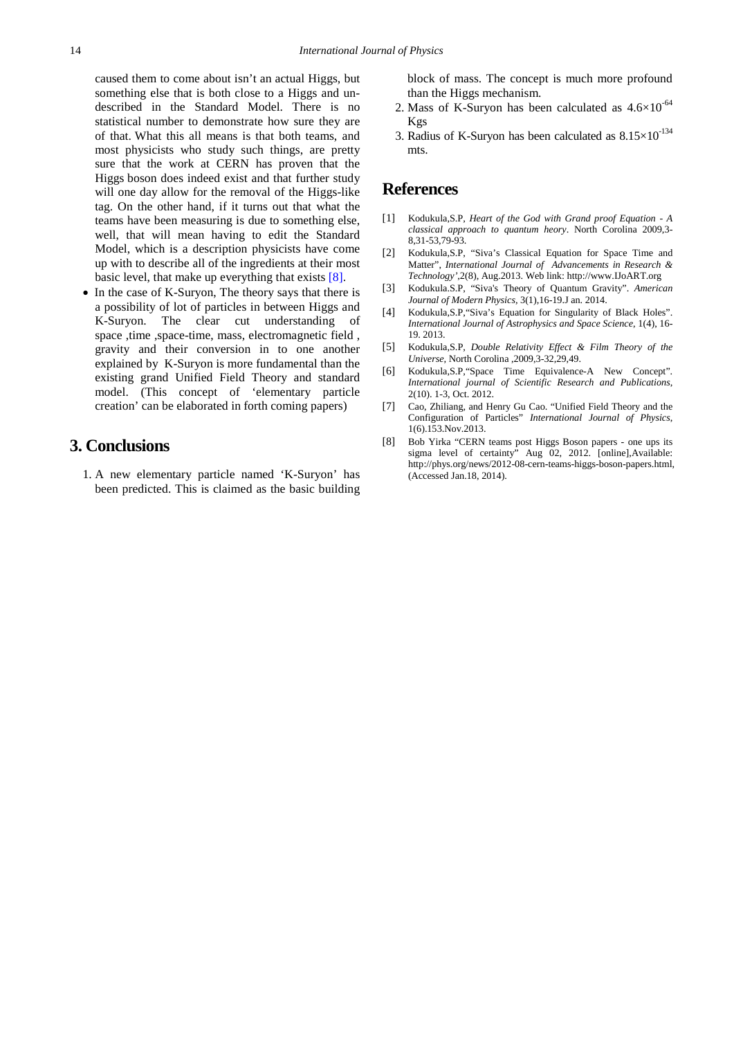caused them to come about isn't an actual Higgs, but something else that is both close to a Higgs and un-described in the Standard Model. There is no statistical number to demonstrate how sure they are of that. What this all means is that both teams, and most physicists who study such things, are pretty sure that the work at CERN has proven that the Higgs boson does indeed exist and that further study will one day allow for the removal of the Higgs-like tag. On the other hand, if it turns out that what the teams have been measuring is due to something else, well, that will mean having to edit the Standard Model, which is a description physicists have come up with to describe all of the ingredients at their most basic level, that make up everything that exists [8].

- In the case of K-Suryon, The theory says that there is a possibility of lot of particles in between Higgs and K-Suryon. The clear cut understanding of space ,time ,space-time, mass, electromagnetic field , gravity and their conversion in to one another explained by K-Suryon is more fundamental than the existing grand Unified Field Theory and standard model. (This concept of 'elementary particle creation' can be elaborated in forth coming papers)

## 3. Conclusions

1. A new elementary particle named 'K-Suryon' has been predicted. This is claimed as the basic building block of mass. The concept is much more profound than the Higgs mechanism.
2. Mass of K-Suryon has been calculated as $4.6\times10^{-64}$ Kgs
3. Radius of K-Suryon has been calculated as $8.15\times10^{-134}$ mts.

## References

[1] Kodukula,S.P, *Heart of the God with Grand proof Equation - A classical approach to quantum heory*. North Corolina 2009,3-8,31-53,79-93.

[2] Kodukula,S.P, "Siva's Classical Equation for Space Time and Matter", *International Journal of Advancements in Research & Technology'*,2(8), Aug.2013. Web link: http://www.IJoART.org

[3] Kodukula.S.P, "Siva's Theory of Quantum Gravity". *American Journal of Modern Physics*, 3(1),16-19.J an. 2014.

[4] Kodukula,S.P,"Siva's Equation for Singularity of Black Holes". *International Journal of Astrophysics and Space Science*, 1(4), 16-19. 2013.

[5] Kodukula.S.P, *Double Relativity Effect & Film Theory of the Universe*, North Corolina ,2009,3-32,29,49.

[6] Kodukula,S.P,"Space Time Equivalence-A New Concept". *International journal of Scientific Research and Publications*, 2(10). 1-3, Oct. 2012.

[7] Cao, Zhiliang, and Henry Gu Cao. "Unified Field Theory and the Configuration of Particles" *International Journal of Physics*, 1(6).153.Nov.2013.

[8] Bob Yirka "CERN teams post Higgs Boson papers - one ups its sigma level of certainty" Aug 02, 2012. [online],Available: http://phys.org/news/2012-08-cern-teams-higgs-boson-papers.html, (Accessed Jan.18, 2014).